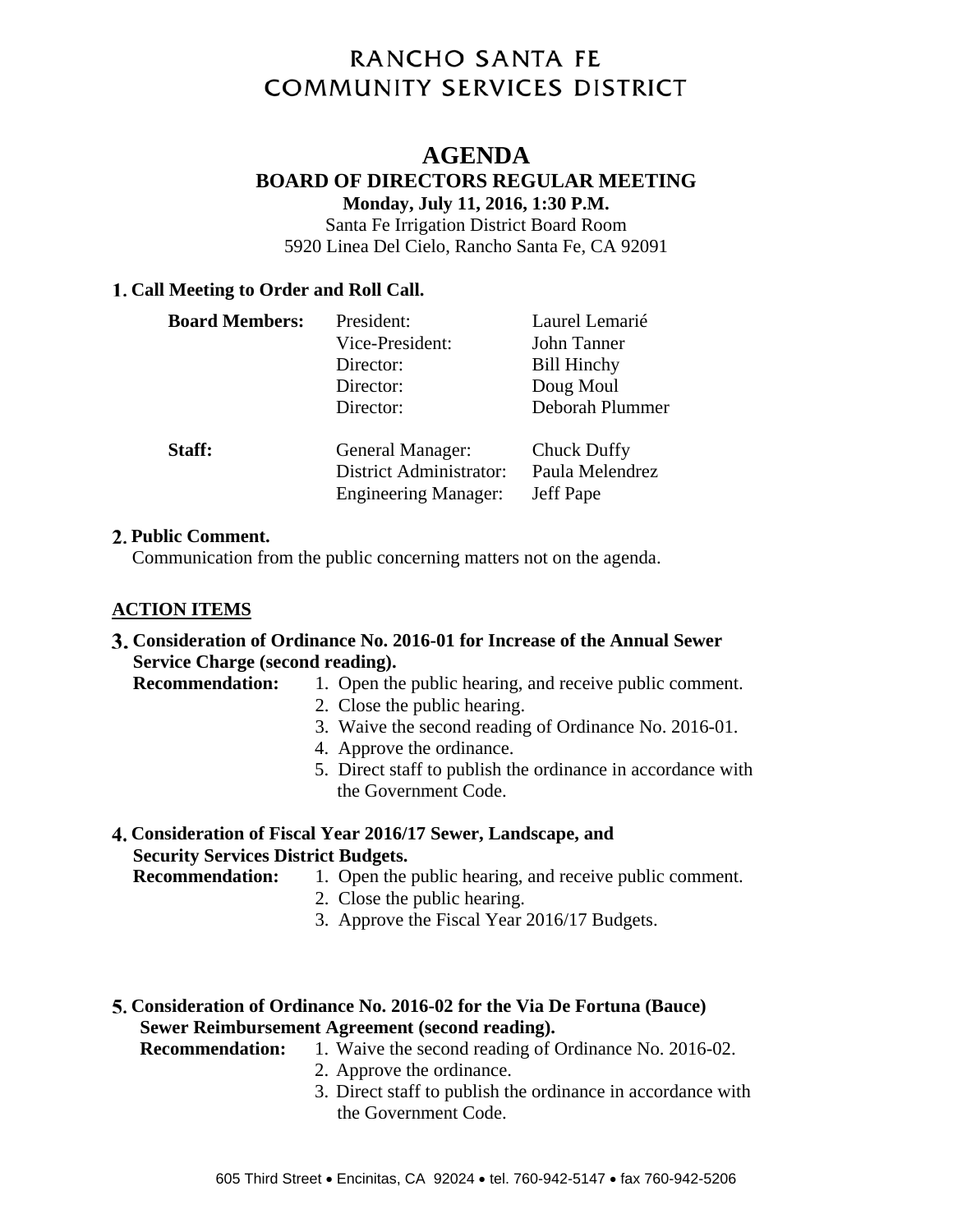# RANCHO SANTA FE
# COMMUNITY SERVICES DISTRICT

## AGENDA

### BOARD OF DIRECTORS REGULAR MEETING

**Monday, July 11, 2016, 1:30 P.M.**

Santa Fe Irrigation District Board Room
5920 Linea Del Cielo, Rancho Santa Fe, CA 92091

**1. Call Meeting to Order and Roll Call.**

| | | |
|---|---|---|
| **Board Members:** | President: | Laurel Lemarié |
| | Vice-President: | John Tanner |
| | Director: | Bill Hinchy |
| | Director: | Doug Moul |
| | Director: | Deborah Plummer |
| **Staff:** | General Manager: | Chuck Duffy |
| | District Administrator: | Paula Melendrez |
| | Engineering Manager: | Jeff Pape |

**2. Public Comment.**

Communication from the public concerning matters not on the agenda.

**ACTION ITEMS**

**3. Consideration of Ordinance No. 2016-01 for Increase of the Annual Sewer Service Charge (second reading).**

**Recommendation:**

1. Open the public hearing, and receive public comment.
2. Close the public hearing.
3. Waive the second reading of Ordinance No. 2016-01.
4. Approve the ordinance.
5. Direct staff to publish the ordinance in accordance with the Government Code.

**4. Consideration of Fiscal Year 2016/17 Sewer, Landscape, and Security Services District Budgets.**

**Recommendation:**

1. Open the public hearing, and receive public comment.
2. Close the public hearing.
3. Approve the Fiscal Year 2016/17 Budgets.

**5. Consideration of Ordinance No. 2016-02 for the Via De Fortuna (Bauce) Sewer Reimbursement Agreement (second reading).**

**Recommendation:**

1. Waive the second reading of Ordinance No. 2016-02.
2. Approve the ordinance.
3. Direct staff to publish the ordinance in accordance with the Government Code.

605 Third Street • Encinitas, CA 92024 • tel. 760-942-5147 • fax 760-942-5206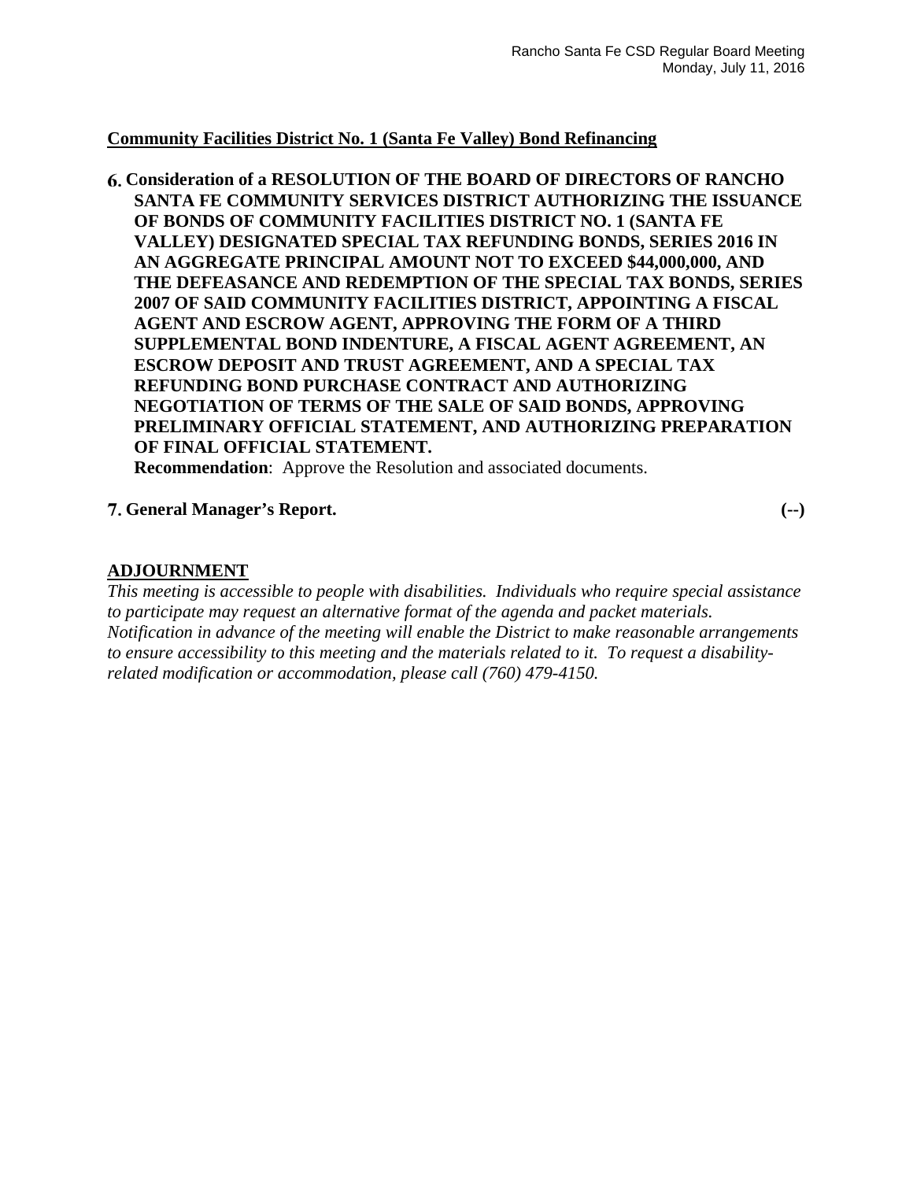**Community Facilities District No. 1 (Santa Fe Valley) Bond Refinancing**

6. **Consideration of a RESOLUTION OF THE BOARD OF DIRECTORS OF RANCHO SANTA FE COMMUNITY SERVICES DISTRICT AUTHORIZING THE ISSUANCE OF BONDS OF COMMUNITY FACILITIES DISTRICT NO. 1 (SANTA FE VALLEY) DESIGNATED SPECIAL TAX REFUNDING BONDS, SERIES 2016 IN AN AGGREGATE PRINCIPAL AMOUNT NOT TO EXCEED $44,000,000, AND THE DEFEASANCE AND REDEMPTION OF THE SPECIAL TAX BONDS, SERIES 2007 OF SAID COMMUNITY FACILITIES DISTRICT, APPOINTING A FISCAL AGENT AND ESCROW AGENT, APPROVING THE FORM OF A THIRD SUPPLEMENTAL BOND INDENTURE, A FISCAL AGENT AGREEMENT, AN ESCROW DEPOSIT AND TRUST AGREEMENT, AND A SPECIAL TAX REFUNDING BOND PURCHASE CONTRACT AND AUTHORIZING NEGOTIATION OF TERMS OF THE SALE OF SAID BONDS, APPROVING PRELIMINARY OFFICIAL STATEMENT, AND AUTHORIZING PREPARATION OF FINAL OFFICIAL STATEMENT.**
   **Recommendation**: Approve the Resolution and associated documents.

7. **General Manager's Report.** **(--)**

**ADJOURNMENT**

*This meeting is accessible to people with disabilities. Individuals who require special assistance to participate may request an alternative format of the agenda and packet materials. Notification in advance of the meeting will enable the District to make reasonable arrangements to ensure accessibility to this meeting and the materials related to it. To request a disability-related modification or accommodation, please call (760) 479-4150.*